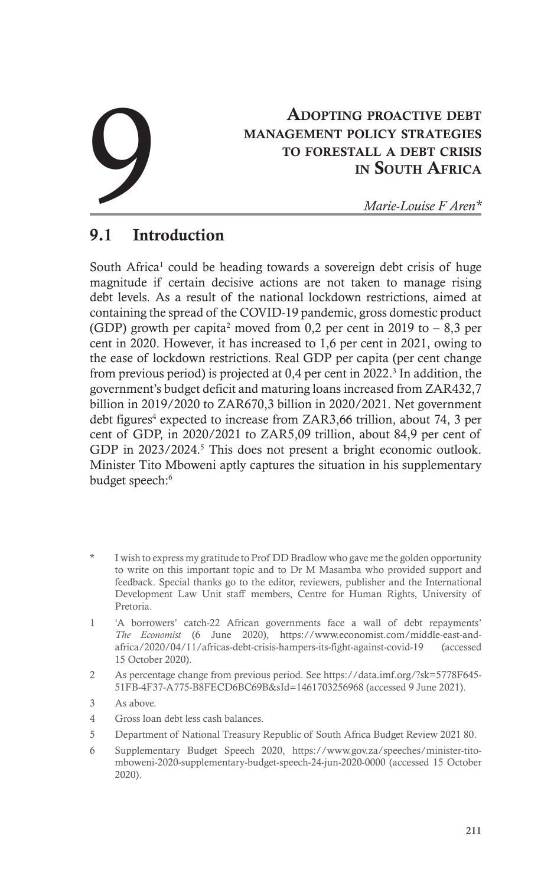# 9 Adopting proactive debt management policy strategies to forestall a debt crisis in South Africa

*Marie-Louise F Aren\**

## 9.1 Introduction

South Africa[1] could be heading towards a sovereign debt crisis of huge magnitude if certain decisive actions are not taken to manage rising debt levels. As a result of the national lockdown restrictions, aimed at containing the spread of the COVID-19 pandemic, gross domestic product (GDP) growth per capita[2] moved from 0,2 per cent in 2019 to – 8,3 per cent in 2020. However, it has increased to 1,6 per cent in 2021, owing to the ease of lockdown restrictions. Real GDP per capita (per cent change from previous period) is projected at 0,4 per cent in 2022.[3] In addition, the government's budget deficit and maturing loans increased from ZAR432,7 billion in 2019/2020 to ZAR670,3 billion in 2020/2021. Net government debt figures[4] expected to increase from ZAR3,66 trillion, about 74, 3 per cent of GDP, in 2020/2021 to ZAR5,09 trillion, about 84,9 per cent of GDP in 2023/2024.[5] This does not present a bright economic outlook. Minister Tito Mboweni aptly captures the situation in his supplementary budget speech:[6]

---

\* I wish to express my gratitude to Prof DD Bradlow who gave me the golden opportunity to write on this important topic and to Dr M Masamba who provided support and feedback. Special thanks go to the editor, reviewers, publisher and the International Development Law Unit staff members, Centre for Human Rights, University of Pretoria.

1 'A borrowers' catch-22 African governments face a wall of debt repayments' *The Economist* (6 June 2020), https://www.economist.com/middle-east-and-africa/2020/04/11/africas-debt-crisis-hampers-its-fight-against-covid-19 (accessed 15 October 2020).

2 As percentage change from previous period. See https://data.imf.org/?sk=5778F645-51FB-4F37-A775-B8FECD6BC69B&sId=1461703256968 (accessed 9 June 2021).

3 As above.

4 Gross loan debt less cash balances.

5 Department of National Treasury Republic of South Africa Budget Review 2021 80.

6 Supplementary Budget Speech 2020, https://www.gov.za/speeches/minister-tito-mboweni-2020-supplementary-budget-speech-24-jun-2020-0000 (accessed 15 October 2020).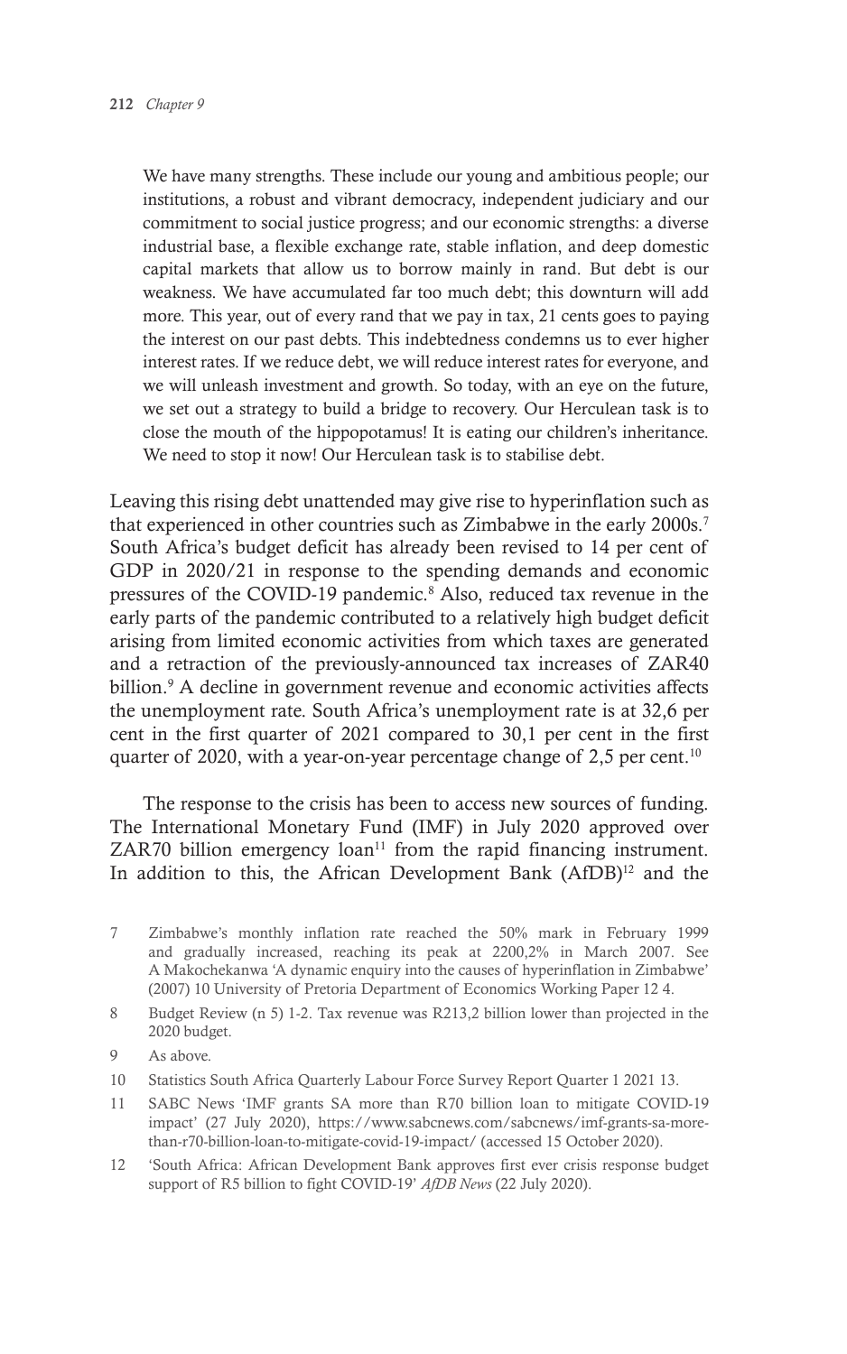> We have many strengths. These include our young and ambitious people; our institutions, a robust and vibrant democracy, independent judiciary and our commitment to social justice progress; and our economic strengths: a diverse industrial base, a flexible exchange rate, stable inflation, and deep domestic capital markets that allow us to borrow mainly in rand. But debt is our weakness. We have accumulated far too much debt; this downturn will add more. This year, out of every rand that we pay in tax, 21 cents goes to paying the interest on our past debts. This indebtedness condemns us to ever higher interest rates. If we reduce debt, we will reduce interest rates for everyone, and we will unleash investment and growth. So today, with an eye on the future, we set out a strategy to build a bridge to recovery. Our Herculean task is to close the mouth of the hippopotamus! It is eating our children's inheritance. We need to stop it now! Our Herculean task is to stabilise debt.

Leaving this rising debt unattended may give rise to hyperinflation such as that experienced in other countries such as Zimbabwe in the early 2000s.[7] South Africa's budget deficit has already been revised to 14 per cent of GDP in 2020/21 in response to the spending demands and economic pressures of the COVID-19 pandemic.[8] Also, reduced tax revenue in the early parts of the pandemic contributed to a relatively high budget deficit arising from limited economic activities from which taxes are generated and a retraction of the previously-announced tax increases of ZAR40 billion.[9] A decline in government revenue and economic activities affects the unemployment rate. South Africa's unemployment rate is at 32,6 per cent in the first quarter of 2021 compared to 30,1 per cent in the first quarter of 2020, with a year-on-year percentage change of 2,5 per cent.[10]

The response to the crisis has been to access new sources of funding. The International Monetary Fund (IMF) in July 2020 approved over ZAR70 billion emergency loan[11] from the rapid financing instrument. In addition to this, the African Development Bank (AfDB)[12] and the

---

7 Zimbabwe's monthly inflation rate reached the 50% mark in February 1999 and gradually increased, reaching its peak at 2200,2% in March 2007. See A Makochekanwa 'A dynamic enquiry into the causes of hyperinflation in Zimbabwe' (2007) 10 University of Pretoria Department of Economics Working Paper 12 4.

8 Budget Review (n 5) 1-2. Tax revenue was R213,2 billion lower than projected in the 2020 budget.

9 As above.

10 Statistics South Africa Quarterly Labour Force Survey Report Quarter 1 2021 13.

11 SABC News 'IMF grants SA more than R70 billion loan to mitigate COVID-19 impact' (27 July 2020), https://www.sabcnews.com/sabcnews/imf-grants-sa-more-than-r70-billion-loan-to-mitigate-covid-19-impact/ (accessed 15 October 2020).

12 'South Africa: African Development Bank approves first ever crisis response budget support of R5 billion to fight COVID-19' *AfDB News* (22 July 2020).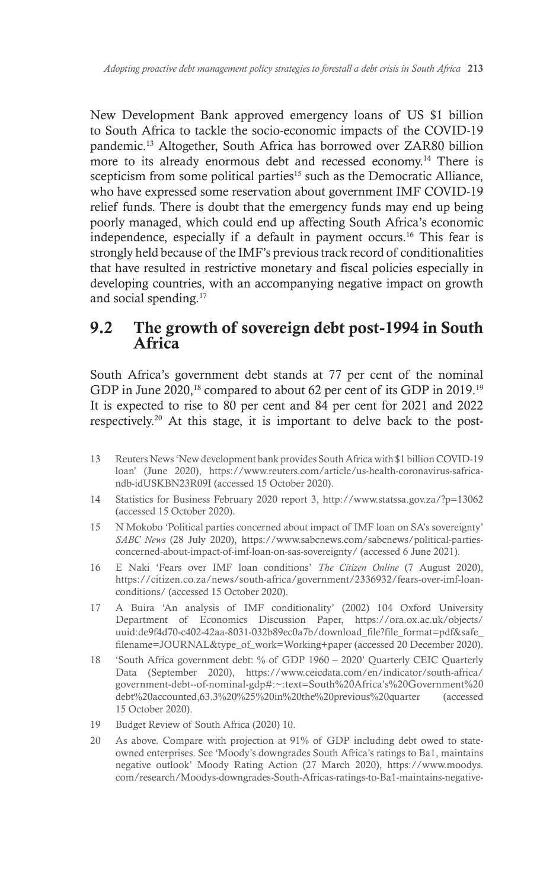New Development Bank approved emergency loans of US $1 billion to South Africa to tackle the socio-economic impacts of the COVID-19 pandemic.[13] Altogether, South Africa has borrowed over ZAR80 billion more to its already enormous debt and recessed economy.[14] There is scepticism from some political parties[15] such as the Democratic Alliance, who have expressed some reservation about government IMF COVID-19 relief funds. There is doubt that the emergency funds may end up being poorly managed, which could end up affecting South Africa's economic independence, especially if a default in payment occurs.[16] This fear is strongly held because of the IMF's previous track record of conditionalities that have resulted in restrictive monetary and fiscal policies especially in developing countries, with an accompanying negative impact on growth and social spending.[17]

## 9.2 The growth of sovereign debt post-1994 in South Africa

South Africa's government debt stands at 77 per cent of the nominal GDP in June 2020,[18] compared to about 62 per cent of its GDP in 2019.[19] It is expected to rise to 80 per cent and 84 per cent for 2021 and 2022 respectively.[20] At this stage, it is important to delve back to the post-

13 Reuters News 'New development bank provides South Africa with $1 billion COVID-19 loan' (June 2020), https://www.reuters.com/article/us-health-coronavirus-safrica-ndb-idUSKBN23R09I (accessed 15 October 2020).

14 Statistics for Business February 2020 report 3, http://www.statssa.gov.za/?p=13062 (accessed 15 October 2020).

15 N Mokobo 'Political parties concerned about impact of IMF loan on SA's sovereignty' *SABC News* (28 July 2020), https://www.sabcnews.com/sabcnews/political-parties-concerned-about-impact-of-imf-loan-on-sas-sovereignty/ (accessed 6 June 2021).

16 E Naki 'Fears over IMF loan conditions' *The Citizen Online* (7 August 2020), https://citizen.co.za/news/south-africa/government/2336932/fears-over-imf-loan-conditions/ (accessed 15 October 2020).

17 A Buira 'An analysis of IMF conditionality' (2002) 104 Oxford University Department of Economics Discussion Paper, https://ora.ox.ac.uk/objects/uuid:de9f4d70-c402-42aa-8031-032b89ec0a7b/download_file?file_format=pdf&safe_filename=JOURNAL&type_of_work=Working+paper (accessed 20 December 2020).

18 'South Africa government debt: % of GDP 1960 – 2020' Quarterly CEIC Quarterly Data (September 2020), https://www.ceicdata.com/en/indicator/south-africa/government-debt--of-nominal-gdp#:~:text=South%20Africa's%20Government%20debt%20accounted,63.3%20%25%20in%20the%20previous%20quarter (accessed 15 October 2020).

19 Budget Review of South Africa (2020) 10.

20 As above. Compare with projection at 91% of GDP including debt owed to state-owned enterprises. See 'Moody's downgrades South Africa's ratings to Ba1, maintains negative outlook' Moody Rating Action (27 March 2020), https://www.moodys.com/research/Moodys-downgrades-South-Africas-ratings-to-Ba1-maintains-negative-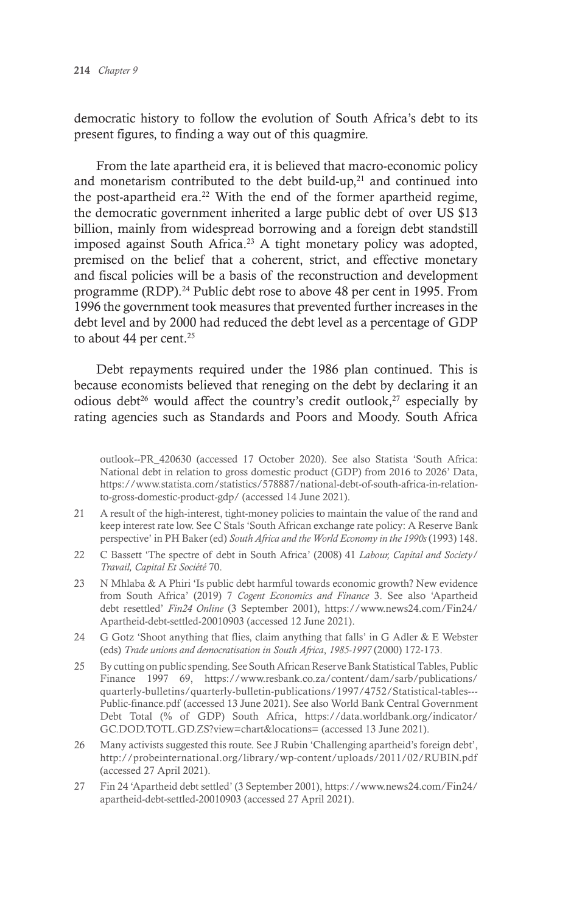democratic history to follow the evolution of South Africa's debt to its present figures, to finding a way out of this quagmire.

From the late apartheid era, it is believed that macro-economic policy and monetarism contributed to the debt build-up,[21] and continued into the post-apartheid era.[22] With the end of the former apartheid regime, the democratic government inherited a large public debt of over US $13 billion, mainly from widespread borrowing and a foreign debt standstill imposed against South Africa.[23] A tight monetary policy was adopted, premised on the belief that a coherent, strict, and effective monetary and fiscal policies will be a basis of the reconstruction and development programme (RDP).[24] Public debt rose to above 48 per cent in 1995. From 1996 the government took measures that prevented further increases in the debt level and by 2000 had reduced the debt level as a percentage of GDP to about 44 per cent.[25]

Debt repayments required under the 1986 plan continued. This is because economists believed that reneging on the debt by declaring it an odious debt[26] would affect the country's credit outlook,[27] especially by rating agencies such as Standards and Poors and Moody. South Africa

---

outlook--PR_420630 (accessed 17 October 2020). See also Statista 'South Africa: National debt in relation to gross domestic product (GDP) from 2016 to 2026' Data, https://www.statista.com/statistics/578887/national-debt-of-south-africa-in-relation-to-gross-domestic-product-gdp/ (accessed 14 June 2021).

21 A result of the high-interest, tight-money policies to maintain the value of the rand and keep interest rate low. See C Stals 'South African exchange rate policy: A Reserve Bank perspective' in PH Baker (ed) *South Africa and the World Economy in the 1990s* (1993) 148.

22 C Bassett 'The spectre of debt in South Africa' (2008) 41 *Labour, Capital and Society/ Travail, Capital Et Société* 70.

23 N Mhlaba & A Phiri 'Is public debt harmful towards economic growth? New evidence from South Africa' (2019) 7 *Cogent Economics and Finance* 3. See also 'Apartheid debt resettled' *Fin24 Online* (3 September 2001), https://www.news24.com/Fin24/Apartheid-debt-settled-20010903 (accessed 12 June 2021).

24 G Gotz 'Shoot anything that flies, claim anything that falls' in G Adler & E Webster (eds) *Trade unions and democratisation in South Africa*, *1985-1997* (2000) 172-173.

25 By cutting on public spending. See South African Reserve Bank Statistical Tables, Public Finance 1997 69, https://www.resbank.co.za/content/dam/sarb/publications/quarterly-bulletins/quarterly-bulletin-publications/1997/4752/Statistical-tables---Public-finance.pdf (accessed 13 June 2021). See also World Bank Central Government Debt Total (% of GDP) South Africa, https://data.worldbank.org/indicator/GC.DOD.TOTL.GD.ZS?view=chart&locations= (accessed 13 June 2021).

26 Many activists suggested this route. See J Rubin 'Challenging apartheid's foreign debt', http://probeinternational.org/library/wp-content/uploads/2011/02/RUBIN.pdf (accessed 27 April 2021).

27 Fin 24 'Apartheid debt settled' (3 September 2001), https://www.news24.com/Fin24/apartheid-debt-settled-20010903 (accessed 27 April 2021).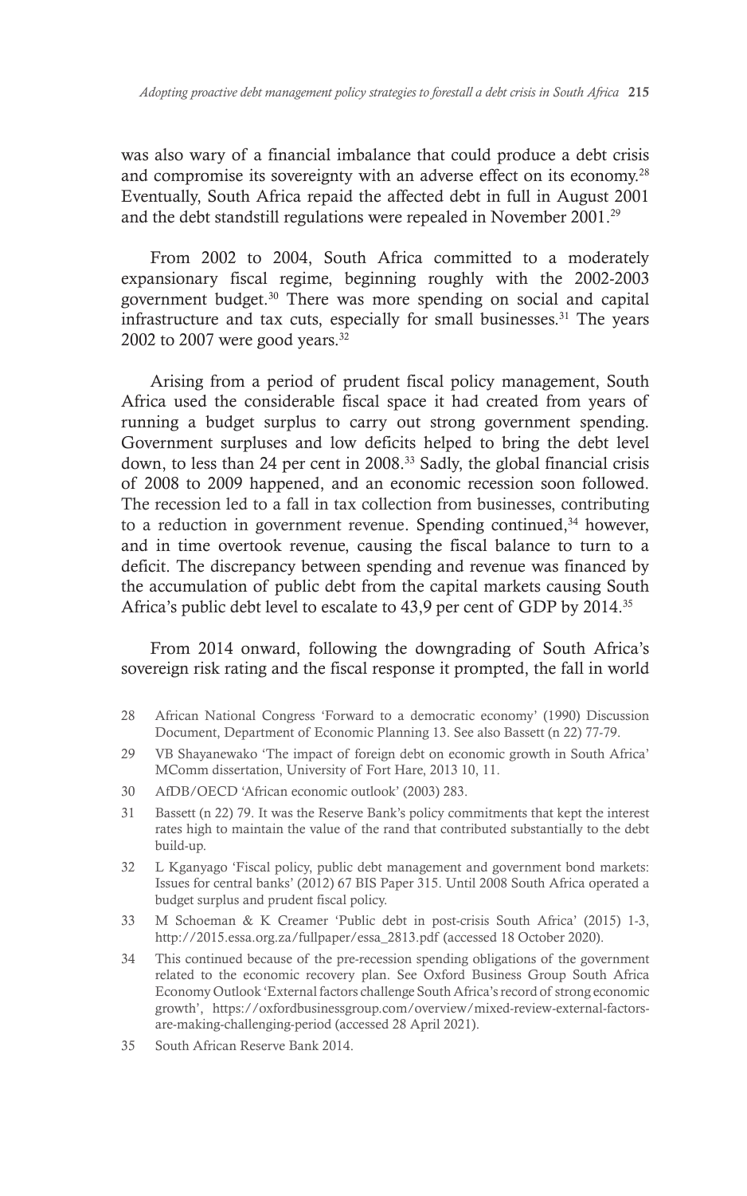was also wary of a financial imbalance that could produce a debt crisis and compromise its sovereignty with an adverse effect on its economy.[28] Eventually, South Africa repaid the affected debt in full in August 2001 and the debt standstill regulations were repealed in November 2001.[29]

From 2002 to 2004, South Africa committed to a moderately expansionary fiscal regime, beginning roughly with the 2002-2003 government budget.[30] There was more spending on social and capital infrastructure and tax cuts, especially for small businesses.[31] The years 2002 to 2007 were good years.[32]

Arising from a period of prudent fiscal policy management, South Africa used the considerable fiscal space it had created from years of running a budget surplus to carry out strong government spending. Government surpluses and low deficits helped to bring the debt level down, to less than 24 per cent in 2008.[33] Sadly, the global financial crisis of 2008 to 2009 happened, and an economic recession soon followed. The recession led to a fall in tax collection from businesses, contributing to a reduction in government revenue. Spending continued,[34] however, and in time overtook revenue, causing the fiscal balance to turn to a deficit. The discrepancy between spending and revenue was financed by the accumulation of public debt from the capital markets causing South Africa's public debt level to escalate to 43,9 per cent of GDP by 2014.[35]

From 2014 onward, following the downgrading of South Africa's sovereign risk rating and the fiscal response it prompted, the fall in world

28 African National Congress 'Forward to a democratic economy' (1990) Discussion Document, Department of Economic Planning 13. See also Bassett (n 22) 77-79.

29 VB Shayanewako 'The impact of foreign debt on economic growth in South Africa' MComm dissertation, University of Fort Hare, 2013 10, 11.

30 AfDB/OECD 'African economic outlook' (2003) 283.

31 Bassett (n 22) 79. It was the Reserve Bank's policy commitments that kept the interest rates high to maintain the value of the rand that contributed substantially to the debt build-up.

32 L Kganyago 'Fiscal policy, public debt management and government bond markets: Issues for central banks' (2012) 67 BIS Paper 315. Until 2008 South Africa operated a budget surplus and prudent fiscal policy.

33 M Schoeman & K Creamer 'Public debt in post-crisis South Africa' (2015) 1-3, http://2015.essa.org.za/fullpaper/essa_2813.pdf (accessed 18 October 2020).

34 This continued because of the pre-recession spending obligations of the government related to the economic recovery plan. See Oxford Business Group South Africa Economy Outlook 'External factors challenge South Africa's record of strong economic growth', https://oxfordbusinessgroup.com/overview/mixed-review-external-factors-are-making-challenging-period (accessed 28 April 2021).

35 South African Reserve Bank 2014.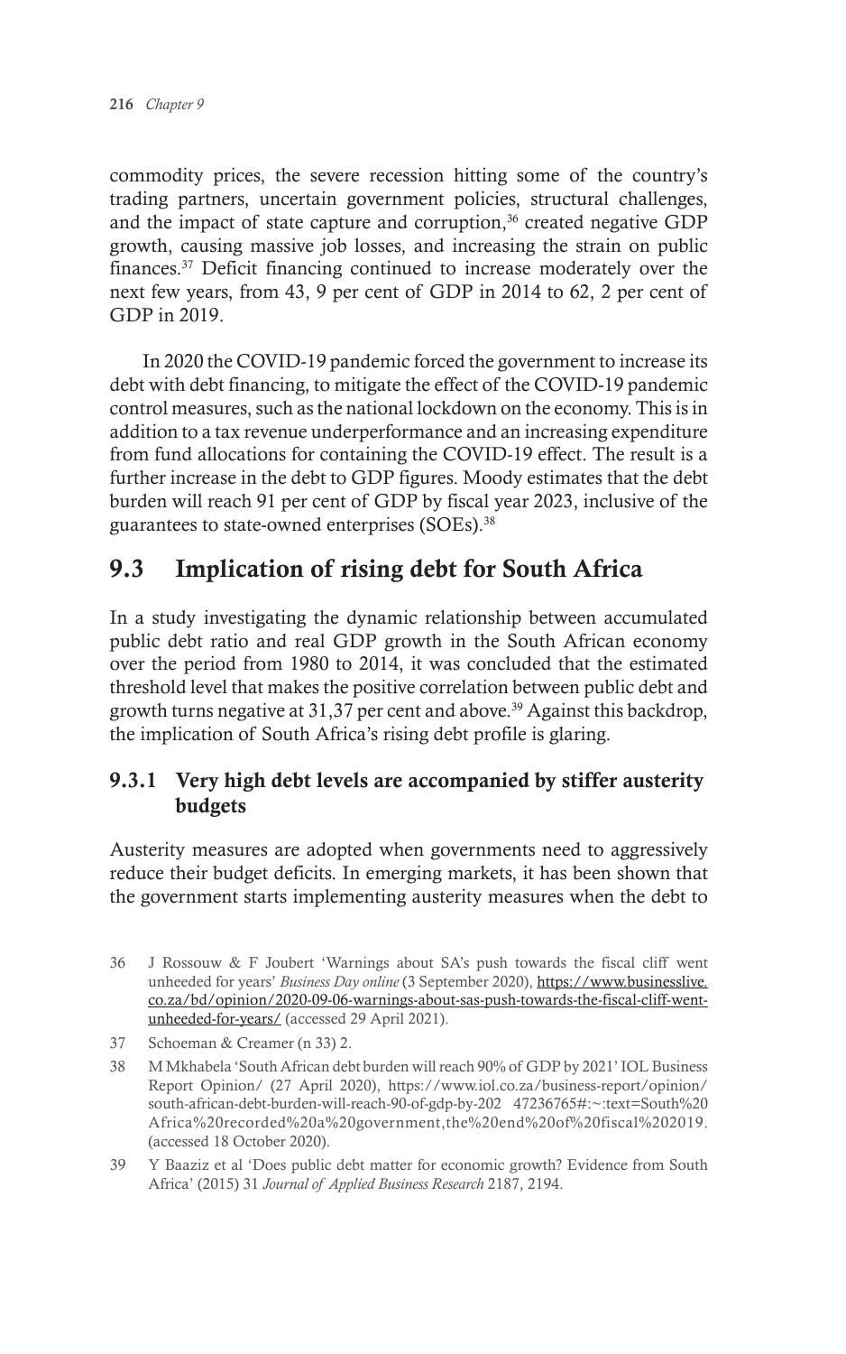commodity prices, the severe recession hitting some of the country's trading partners, uncertain government policies, structural challenges, and the impact of state capture and corruption,[36] created negative GDP growth, causing massive job losses, and increasing the strain on public finances.[37] Deficit financing continued to increase moderately over the next few years, from 43, 9 per cent of GDP in 2014 to 62, 2 per cent of GDP in 2019.

In 2020 the COVID-19 pandemic forced the government to increase its debt with debt financing, to mitigate the effect of the COVID-19 pandemic control measures, such as the national lockdown on the economy. This is in addition to a tax revenue underperformance and an increasing expenditure from fund allocations for containing the COVID-19 effect. The result is a further increase in the debt to GDP figures. Moody estimates that the debt burden will reach 91 per cent of GDP by fiscal year 2023, inclusive of the guarantees to state-owned enterprises (SOEs).[38]

## 9.3 Implication of rising debt for South Africa

In a study investigating the dynamic relationship between accumulated public debt ratio and real GDP growth in the South African economy over the period from 1980 to 2014, it was concluded that the estimated threshold level that makes the positive correlation between public debt and growth turns negative at 31,37 per cent and above.[39] Against this backdrop, the implication of South Africa's rising debt profile is glaring.

### 9.3.1 Very high debt levels are accompanied by stiffer austerity budgets

Austerity measures are adopted when governments need to aggressively reduce their budget deficits. In emerging markets, it has been shown that the government starts implementing austerity measures when the debt to

---

36 J Rossouw & F Joubert 'Warnings about SA's push towards the fiscal cliff went unheeded for years' *Business Day online* (3 September 2020), https://www.businesslive.co.za/bd/opinion/2020-09-06-warnings-about-sas-push-towards-the-fiscal-cliff-went-unheeded-for-years/ (accessed 29 April 2021).

37 Schoeman & Creamer (n 33) 2.

38 M Mkhabela 'South African debt burden will reach 90% of GDP by 2021' IOL Business Report Opinion/ (27 April 2020), https://www.iol.co.za/business-report/opinion/south-african-debt-burden-will-reach-90-of-gdp-by-202 47236765#:~:text=South%20Africa%20recorded%20a%20government,the%20end%20of%20fiscal%202019. (accessed 18 October 2020).

39 Y Baaziz et al 'Does public debt matter for economic growth? Evidence from South Africa' (2015) 31 *Journal of Applied Business Research* 2187, 2194.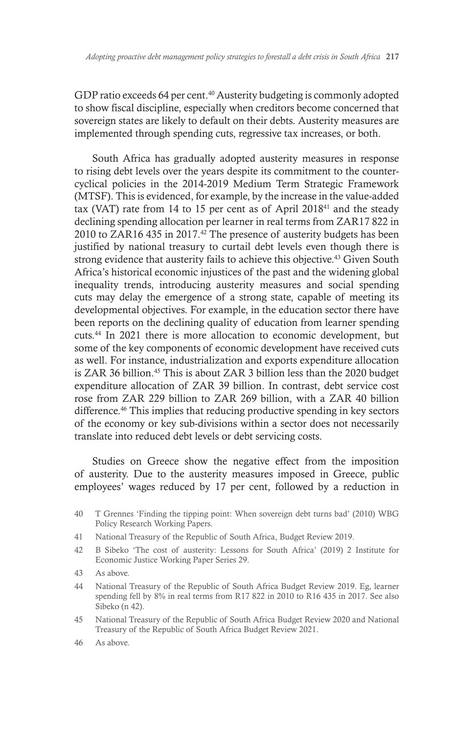GDP ratio exceeds 64 per cent.[40] Austerity budgeting is commonly adopted to show fiscal discipline, especially when creditors become concerned that sovereign states are likely to default on their debts. Austerity measures are implemented through spending cuts, regressive tax increases, or both.

South Africa has gradually adopted austerity measures in response to rising debt levels over the years despite its commitment to the counter-cyclical policies in the 2014-2019 Medium Term Strategic Framework (MTSF). This is evidenced, for example, by the increase in the value-added tax (VAT) rate from 14 to 15 per cent as of April 2018[41] and the steady declining spending allocation per learner in real terms from ZAR17 822 in 2010 to ZAR16 435 in 2017.[42] The presence of austerity budgets has been justified by national treasury to curtail debt levels even though there is strong evidence that austerity fails to achieve this objective.[43] Given South Africa's historical economic injustices of the past and the widening global inequality trends, introducing austerity measures and social spending cuts may delay the emergence of a strong state, capable of meeting its developmental objectives. For example, in the education sector there have been reports on the declining quality of education from learner spending cuts.[44] In 2021 there is more allocation to economic development, but some of the key components of economic development have received cuts as well. For instance, industrialization and exports expenditure allocation is ZAR 36 billion.[45] This is about ZAR 3 billion less than the 2020 budget expenditure allocation of ZAR 39 billion. In contrast, debt service cost rose from ZAR 229 billion to ZAR 269 billion, with a ZAR 40 billion difference.[46] This implies that reducing productive spending in key sectors of the economy or key sub-divisions within a sector does not necessarily translate into reduced debt levels or debt servicing costs.

Studies on Greece show the negative effect from the imposition of austerity. Due to the austerity measures imposed in Greece, public employees' wages reduced by 17 per cent, followed by a reduction in

---

40 T Grennes 'Finding the tipping point: When sovereign debt turns bad' (2010) WBG Policy Research Working Papers.

41 National Treasury of the Republic of South Africa, Budget Review 2019.

42 B Sibeko 'The cost of austerity: Lessons for South Africa' (2019) 2 Institute for Economic Justice Working Paper Series 29.

43 As above.

44 National Treasury of the Republic of South Africa Budget Review 2019. Eg, learner spending fell by 8% in real terms from R17 822 in 2010 to R16 435 in 2017. See also Sibeko (n 42).

45 National Treasury of the Republic of South Africa Budget Review 2020 and National Treasury of the Republic of South Africa Budget Review 2021.

46 As above.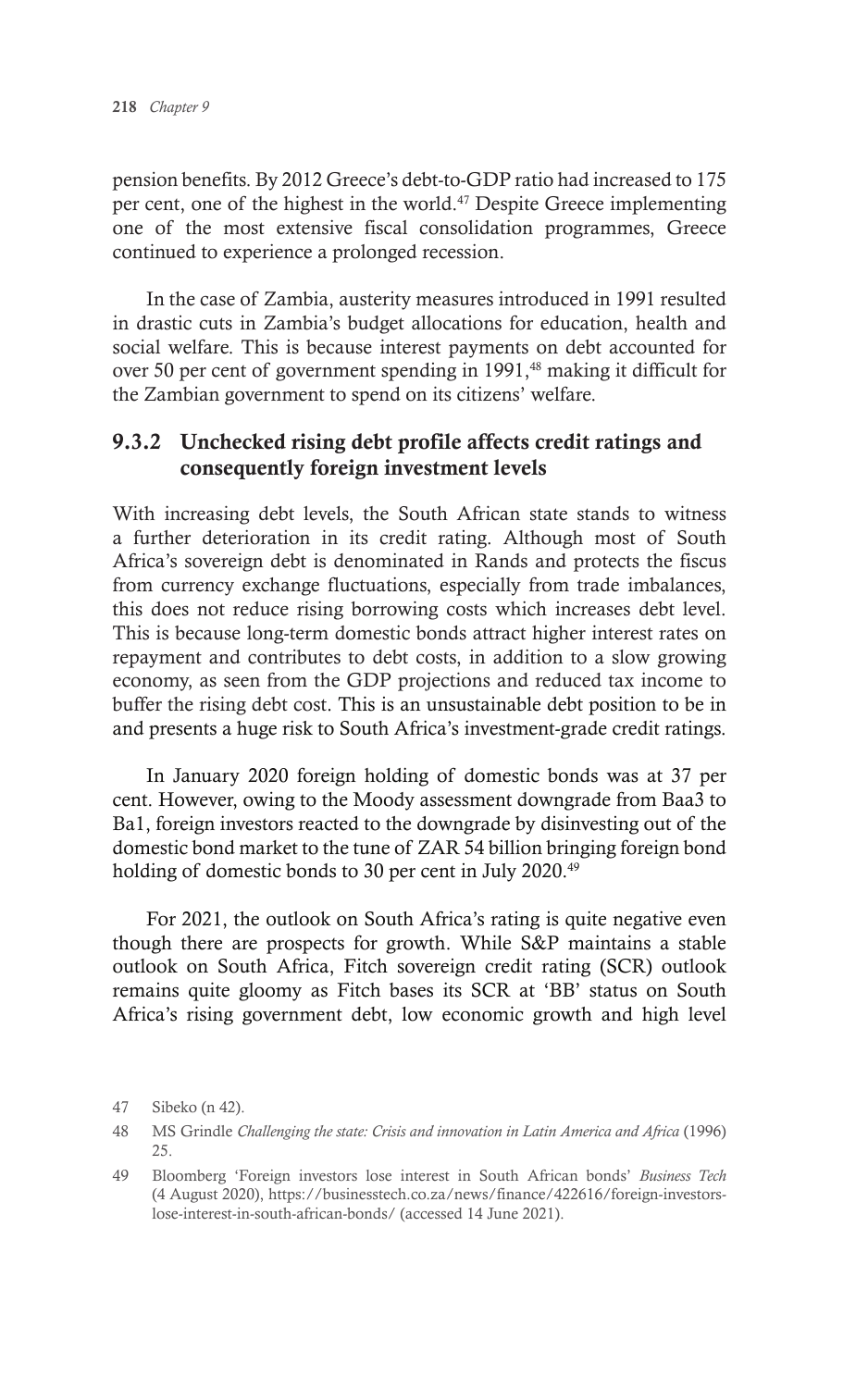pension benefits. By 2012 Greece's debt-to-GDP ratio had increased to 175 per cent, one of the highest in the world.[47] Despite Greece implementing one of the most extensive fiscal consolidation programmes, Greece continued to experience a prolonged recession.

In the case of Zambia, austerity measures introduced in 1991 resulted in drastic cuts in Zambia's budget allocations for education, health and social welfare. This is because interest payments on debt accounted for over 50 per cent of government spending in 1991,[48] making it difficult for the Zambian government to spend on its citizens' welfare.

### 9.3.2 Unchecked rising debt profile affects credit ratings and consequently foreign investment levels

With increasing debt levels, the South African state stands to witness a further deterioration in its credit rating. Although most of South Africa's sovereign debt is denominated in Rands and protects the fiscus from currency exchange fluctuations, especially from trade imbalances, this does not reduce rising borrowing costs which increases debt level. This is because long-term domestic bonds attract higher interest rates on repayment and contributes to debt costs, in addition to a slow growing economy, as seen from the GDP projections and reduced tax income to buffer the rising debt cost. This is an unsustainable debt position to be in and presents a huge risk to South Africa's investment-grade credit ratings.

In January 2020 foreign holding of domestic bonds was at 37 per cent. However, owing to the Moody assessment downgrade from Baa3 to Ba1, foreign investors reacted to the downgrade by disinvesting out of the domestic bond market to the tune of ZAR 54 billion bringing foreign bond holding of domestic bonds to 30 per cent in July 2020.[49]

For 2021, the outlook on South Africa's rating is quite negative even though there are prospects for growth. While S&P maintains a stable outlook on South Africa, Fitch sovereign credit rating (SCR) outlook remains quite gloomy as Fitch bases its SCR at 'BB' status on South Africa's rising government debt, low economic growth and high level

---

47 Sibeko (n 42).

48 MS Grindle *Challenging the state: Crisis and innovation in Latin America and Africa* (1996) 25.

49 Bloomberg 'Foreign investors lose interest in South African bonds' *Business Tech* (4 August 2020), https://businesstech.co.za/news/finance/422616/foreign-investors-lose-interest-in-south-african-bonds/ (accessed 14 June 2021).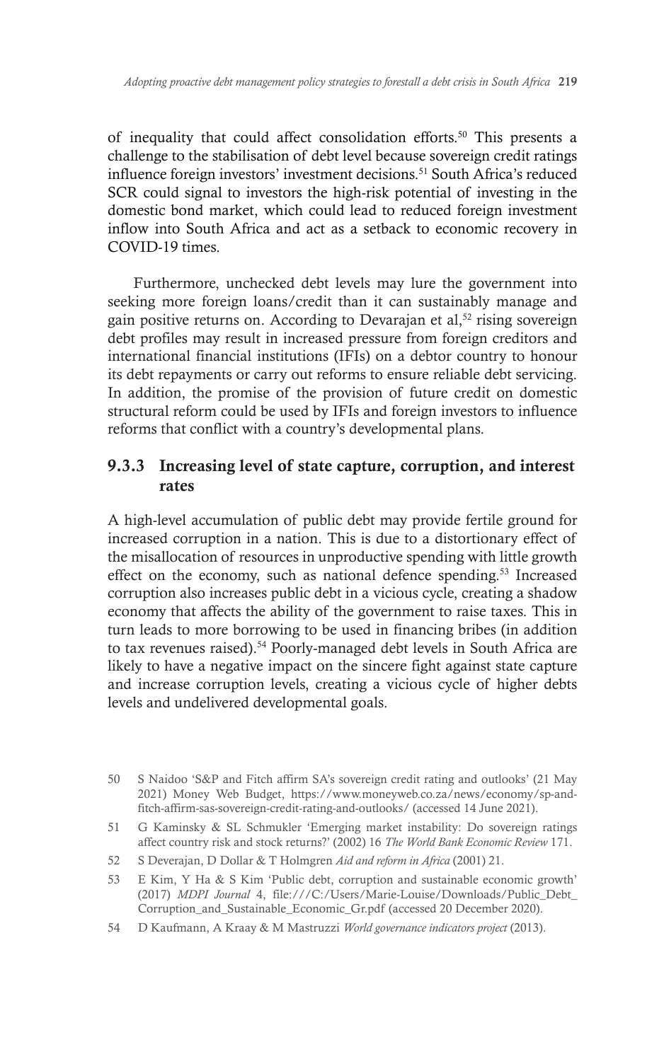of inequality that could affect consolidation efforts.[50] This presents a challenge to the stabilisation of debt level because sovereign credit ratings influence foreign investors' investment decisions.[51] South Africa's reduced SCR could signal to investors the high-risk potential of investing in the domestic bond market, which could lead to reduced foreign investment inflow into South Africa and act as a setback to economic recovery in COVID-19 times.

Furthermore, unchecked debt levels may lure the government into seeking more foreign loans/credit than it can sustainably manage and gain positive returns on. According to Devarajan et al,[52] rising sovereign debt profiles may result in increased pressure from foreign creditors and international financial institutions (IFIs) on a debtor country to honour its debt repayments or carry out reforms to ensure reliable debt servicing. In addition, the promise of the provision of future credit on domestic structural reform could be used by IFIs and foreign investors to influence reforms that conflict with a country's developmental plans.

### 9.3.3 Increasing level of state capture, corruption, and interest rates

A high-level accumulation of public debt may provide fertile ground for increased corruption in a nation. This is due to a distortionary effect of the misallocation of resources in unproductive spending with little growth effect on the economy, such as national defence spending.[53] Increased corruption also increases public debt in a vicious cycle, creating a shadow economy that affects the ability of the government to raise taxes. This in turn leads to more borrowing to be used in financing bribes (in addition to tax revenues raised).[54] Poorly-managed debt levels in South Africa are likely to have a negative impact on the sincere fight against state capture and increase corruption levels, creating a vicious cycle of higher debts levels and undelivered developmental goals.

---

50 S Naidoo 'S&P and Fitch affirm SA's sovereign credit rating and outlooks' (21 May 2021) Money Web Budget, https://www.moneyweb.co.za/news/economy/sp-and-fitch-affirm-sas-sovereign-credit-rating-and-outlooks/ (accessed 14 June 2021).

51 G Kaminsky & SL Schmukler 'Emerging market instability: Do sovereign ratings affect country risk and stock returns?' (2002) 16 *The World Bank Economic Review* 171.

52 S Deverajan, D Dollar & T Holmgren *Aid and reform in Africa* (2001) 21.

53 E Kim, Y Ha & S Kim 'Public debt, corruption and sustainable economic growth' (2017) *MDPI Journal* 4, file:///C:/Users/Marie-Louise/Downloads/Public_Debt_Corruption_and_Sustainable_Economic_Gr.pdf (accessed 20 December 2020).

54 D Kaufmann, A Kraay & M Mastruzzi *World governance indicators project* (2013).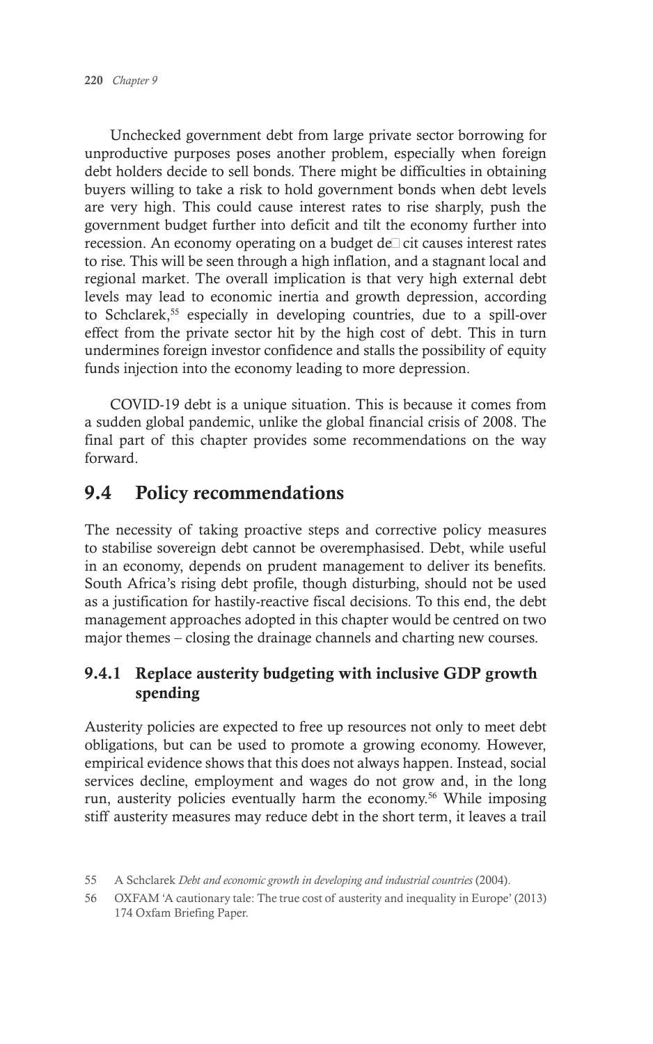Unchecked government debt from large private sector borrowing for unproductive purposes poses another problem, especially when foreign debt holders decide to sell bonds. There might be difficulties in obtaining buyers willing to take a risk to hold government bonds when debt levels are very high. This could cause interest rates to rise sharply, push the government budget further into deficit and tilt the economy further into recession. An economy operating on a budget deficit causes interest rates to rise. This will be seen through a high inflation, and a stagnant local and regional market. The overall implication is that very high external debt levels may lead to economic inertia and growth depression, according to Schclarek,[55] especially in developing countries, due to a spill-over effect from the private sector hit by the high cost of debt. This in turn undermines foreign investor confidence and stalls the possibility of equity funds injection into the economy leading to more depression.

COVID-19 debt is a unique situation. This is because it comes from a sudden global pandemic, unlike the global financial crisis of 2008. The final part of this chapter provides some recommendations on the way forward.

## 9.4 Policy recommendations

The necessity of taking proactive steps and corrective policy measures to stabilise sovereign debt cannot be overemphasised. Debt, while useful in an economy, depends on prudent management to deliver its benefits. South Africa's rising debt profile, though disturbing, should not be used as a justification for hastily-reactive fiscal decisions. To this end, the debt management approaches adopted in this chapter would be centred on two major themes – closing the drainage channels and charting new courses.

### 9.4.1 Replace austerity budgeting with inclusive GDP growth spending

Austerity policies are expected to free up resources not only to meet debt obligations, but can be used to promote a growing economy. However, empirical evidence shows that this does not always happen. Instead, social services decline, employment and wages do not grow and, in the long run, austerity policies eventually harm the economy.[56] While imposing stiff austerity measures may reduce debt in the short term, it leaves a trail

---

55 A Schclarek *Debt and economic growth in developing and industrial countries* (2004).

56 OXFAM 'A cautionary tale: The true cost of austerity and inequality in Europe' (2013) 174 Oxfam Briefing Paper.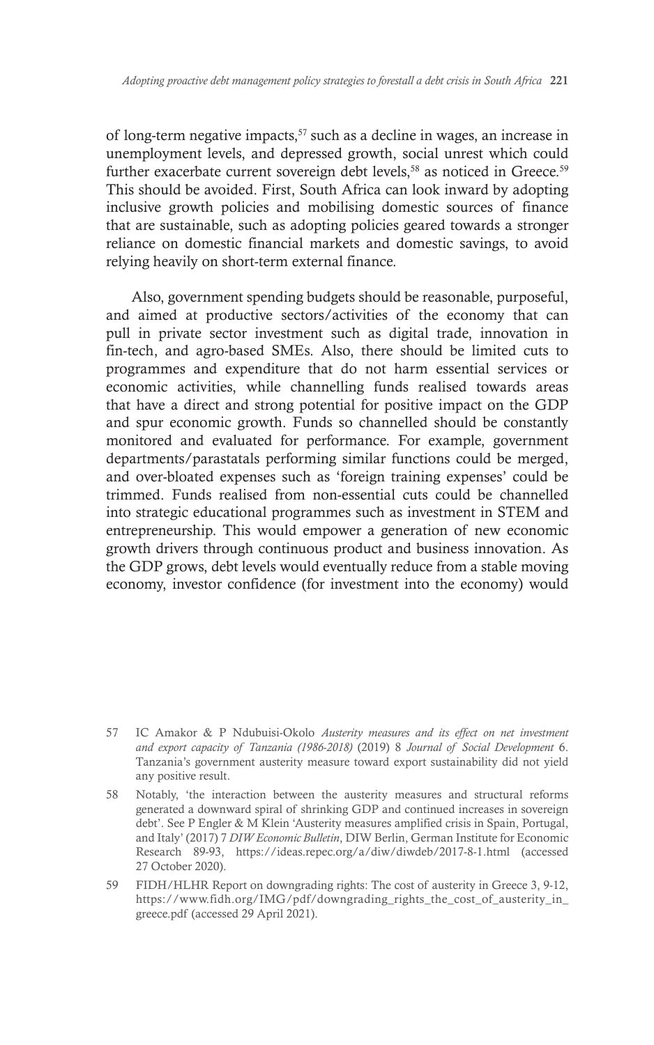of long-term negative impacts,[57] such as a decline in wages, an increase in unemployment levels, and depressed growth, social unrest which could further exacerbate current sovereign debt levels,[58] as noticed in Greece.[59] This should be avoided. First, South Africa can look inward by adopting inclusive growth policies and mobilising domestic sources of finance that are sustainable, such as adopting policies geared towards a stronger reliance on domestic financial markets and domestic savings, to avoid relying heavily on short-term external finance.

Also, government spending budgets should be reasonable, purposeful, and aimed at productive sectors/activities of the economy that can pull in private sector investment such as digital trade, innovation in fin-tech, and agro-based SMEs. Also, there should be limited cuts to programmes and expenditure that do not harm essential services or economic activities, while channelling funds realised towards areas that have a direct and strong potential for positive impact on the GDP and spur economic growth. Funds so channelled should be constantly monitored and evaluated for performance. For example, government departments/parastatals performing similar functions could be merged, and over-bloated expenses such as 'foreign training expenses' could be trimmed. Funds realised from non-essential cuts could be channelled into strategic educational programmes such as investment in STEM and entrepreneurship. This would empower a generation of new economic growth drivers through continuous product and business innovation. As the GDP grows, debt levels would eventually reduce from a stable moving economy, investor confidence (for investment into the economy) would

---

57 IC Amakor & P Ndubuisi-Okolo *Austerity measures and its effect on net investment and export capacity of Tanzania (1986-2018)* (2019) 8 *Journal of Social Development* 6. Tanzania's government austerity measure toward export sustainability did not yield any positive result.

58 Notably, 'the interaction between the austerity measures and structural reforms generated a downward spiral of shrinking GDP and continued increases in sovereign debt'. See P Engler & M Klein 'Austerity measures amplified crisis in Spain, Portugal, and Italy' (2017) 7 *DIW Economic Bulletin*, DIW Berlin, German Institute for Economic Research 89-93, https://ideas.repec.org/a/diw/diwdeb/2017-8-1.html (accessed 27 October 2020).

59 FIDH/HLHR Report on downgrading rights: The cost of austerity in Greece 3, 9-12, https://www.fidh.org/IMG/pdf/downgrading_rights_the_cost_of_austerity_in_greece.pdf (accessed 29 April 2021).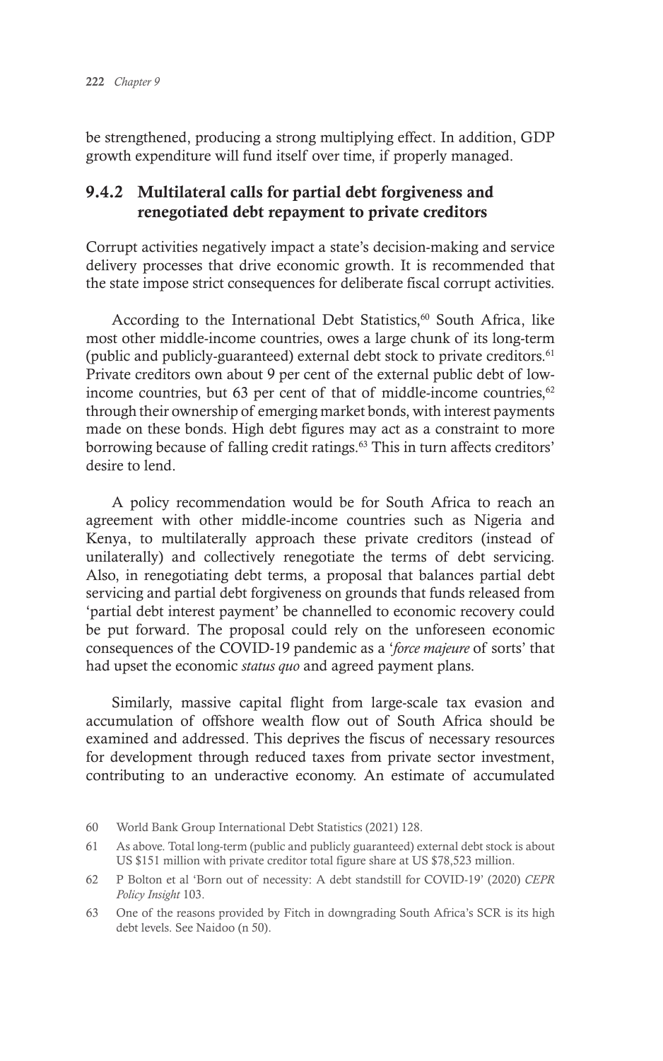be strengthened, producing a strong multiplying effect. In addition, GDP growth expenditure will fund itself over time, if properly managed.

### 9.4.2 Multilateral calls for partial debt forgiveness and renegotiated debt repayment to private creditors

Corrupt activities negatively impact a state's decision-making and service delivery processes that drive economic growth. It is recommended that the state impose strict consequences for deliberate fiscal corrupt activities.

According to the International Debt Statistics,[60] South Africa, like most other middle-income countries, owes a large chunk of its long-term (public and publicly-guaranteed) external debt stock to private creditors.[61] Private creditors own about 9 per cent of the external public debt of low-income countries, but 63 per cent of that of middle-income countries,[62] through their ownership of emerging market bonds, with interest payments made on these bonds. High debt figures may act as a constraint to more borrowing because of falling credit ratings.[63] This in turn affects creditors' desire to lend.

A policy recommendation would be for South Africa to reach an agreement with other middle-income countries such as Nigeria and Kenya, to multilaterally approach these private creditors (instead of unilaterally) and collectively renegotiate the terms of debt servicing. Also, in renegotiating debt terms, a proposal that balances partial debt servicing and partial debt forgiveness on grounds that funds released from 'partial debt interest payment' be channelled to economic recovery could be put forward. The proposal could rely on the unforeseen economic consequences of the COVID-19 pandemic as a '*force majeure* of sorts' that had upset the economic *status quo* and agreed payment plans.

Similarly, massive capital flight from large-scale tax evasion and accumulation of offshore wealth flow out of South Africa should be examined and addressed. This deprives the fiscus of necessary resources for development through reduced taxes from private sector investment, contributing to an underactive economy. An estimate of accumulated

---

60 World Bank Group International Debt Statistics (2021) 128.

61 As above. Total long-term (public and publicly guaranteed) external debt stock is about US $151 million with private creditor total figure share at US $78,523 million.

62 P Bolton et al 'Born out of necessity: A debt standstill for COVID-19' (2020) *CEPR Policy Insight* 103.

63 One of the reasons provided by Fitch in downgrading South Africa's SCR is its high debt levels. See Naidoo (n 50).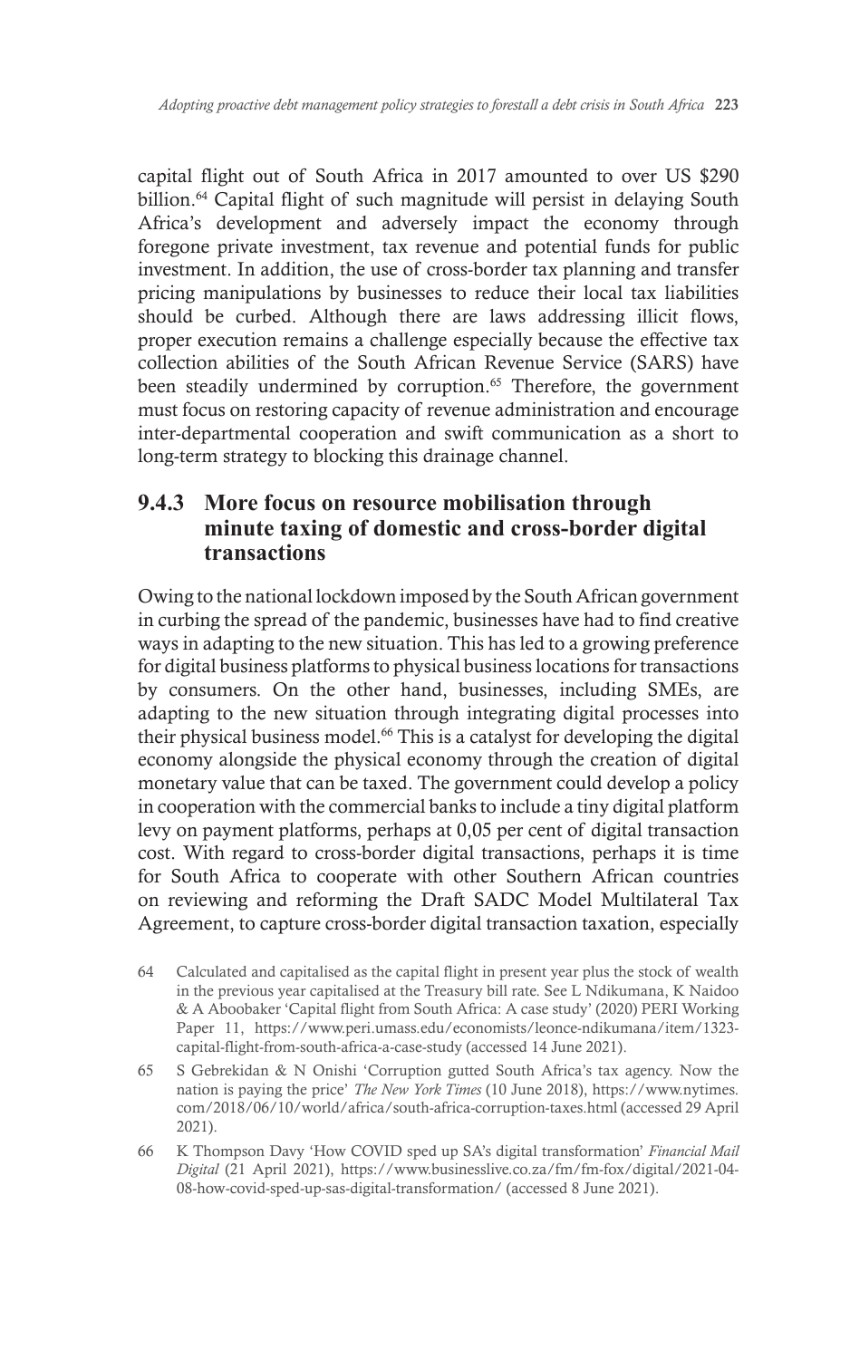capital flight out of South Africa in 2017 amounted to over US $290 billion.[64] Capital flight of such magnitude will persist in delaying South Africa's development and adversely impact the economy through foregone private investment, tax revenue and potential funds for public investment. In addition, the use of cross-border tax planning and transfer pricing manipulations by businesses to reduce their local tax liabilities should be curbed. Although there are laws addressing illicit flows, proper execution remains a challenge especially because the effective tax collection abilities of the South African Revenue Service (SARS) have been steadily undermined by corruption.[65] Therefore, the government must focus on restoring capacity of revenue administration and encourage inter-departmental cooperation and swift communication as a short to long-term strategy to blocking this drainage channel.

### 9.4.3 More focus on resource mobilisation through minute taxing of domestic and cross-border digital transactions

Owing to the national lockdown imposed by the South African government in curbing the spread of the pandemic, businesses have had to find creative ways in adapting to the new situation. This has led to a growing preference for digital business platforms to physical business locations for transactions by consumers. On the other hand, businesses, including SMEs, are adapting to the new situation through integrating digital processes into their physical business model.[66] This is a catalyst for developing the digital economy alongside the physical economy through the creation of digital monetary value that can be taxed. The government could develop a policy in cooperation with the commercial banks to include a tiny digital platform levy on payment platforms, perhaps at 0,05 per cent of digital transaction cost. With regard to cross-border digital transactions, perhaps it is time for South Africa to cooperate with other Southern African countries on reviewing and reforming the Draft SADC Model Multilateral Tax Agreement, to capture cross-border digital transaction taxation, especially

---

64 Calculated and capitalised as the capital flight in present year plus the stock of wealth in the previous year capitalised at the Treasury bill rate. See L Ndikumana, K Naidoo & A Aboobaker 'Capital flight from South Africa: A case study' (2020) PERI Working Paper 11, https://www.peri.umass.edu/economists/leonce-ndikumana/item/1323-capital-flight-from-south-africa-a-case-study (accessed 14 June 2021).

65 S Gebrekidan & N Onishi 'Corruption gutted South Africa's tax agency. Now the nation is paying the price' *The New York Times* (10 June 2018), https://www.nytimes.com/2018/06/10/world/africa/south-africa-corruption-taxes.html (accessed 29 April 2021).

66 K Thompson Davy 'How COVID sped up SA's digital transformation' *Financial Mail Digital* (21 April 2021), https://www.businesslive.co.za/fm/fm-fox/digital/2021-04-08-how-covid-sped-up-sas-digital-transformation/ (accessed 8 June 2021).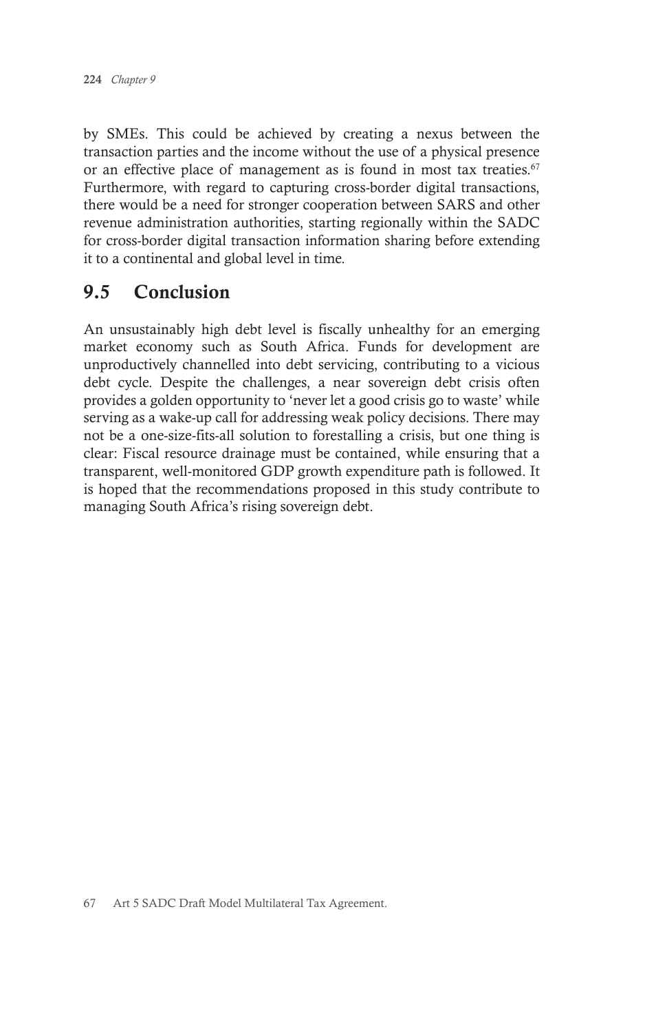by SMEs. This could be achieved by creating a nexus between the transaction parties and the income without the use of a physical presence or an effective place of management as is found in most tax treaties.[67] Furthermore, with regard to capturing cross-border digital transactions, there would be a need for stronger cooperation between SARS and other revenue administration authorities, starting regionally within the SADC for cross-border digital transaction information sharing before extending it to a continental and global level in time.

## 9.5 Conclusion

An unsustainably high debt level is fiscally unhealthy for an emerging market economy such as South Africa. Funds for development are unproductively channelled into debt servicing, contributing to a vicious debt cycle. Despite the challenges, a near sovereign debt crisis often provides a golden opportunity to 'never let a good crisis go to waste' while serving as a wake-up call for addressing weak policy decisions. There may not be a one-size-fits-all solution to forestalling a crisis, but one thing is clear: Fiscal resource drainage must be contained, while ensuring that a transparent, well-monitored GDP growth expenditure path is followed. It is hoped that the recommendations proposed in this study contribute to managing South Africa's rising sovereign debt.

67 Art 5 SADC Draft Model Multilateral Tax Agreement.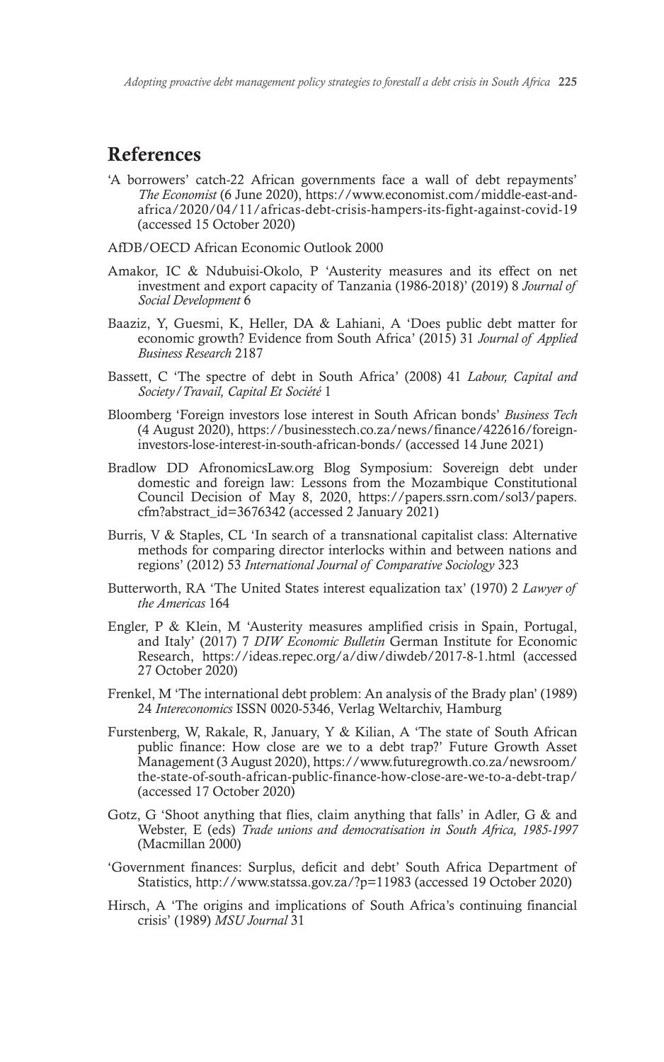## References

'A borrowers' catch-22 African governments face a wall of debt repayments' *The Economist* (6 June 2020), https://www.economist.com/middle-east-and-africa/2020/04/11/africas-debt-crisis-hampers-its-fight-against-covid-19 (accessed 15 October 2020)

AfDB/OECD African Economic Outlook 2000

Amakor, IC & Ndubuisi-Okolo, P 'Austerity measures and its effect on net investment and export capacity of Tanzania (1986-2018)' (2019) 8 *Journal of Social Development* 6

Baaziz, Y, Guesmi, K, Heller, DA & Lahiani, A 'Does public debt matter for economic growth? Evidence from South Africa' (2015) 31 *Journal of Applied Business Research* 2187

Bassett, C 'The spectre of debt in South Africa' (2008) 41 *Labour, Capital and Society/Travail, Capital Et Société* 1

Bloomberg 'Foreign investors lose interest in South African bonds' *Business Tech* (4 August 2020), https://businesstech.co.za/news/finance/422616/foreign-investors-lose-interest-in-south-african-bonds/ (accessed 14 June 2021)

Bradlow DD AfronomicsLaw.org Blog Symposium: Sovereign debt under domestic and foreign law: Lessons from the Mozambique Constitutional Council Decision of May 8, 2020, https://papers.ssrn.com/sol3/papers.cfm?abstract_id=3676342 (accessed 2 January 2021)

Burris, V & Staples, CL 'In search of a transnational capitalist class: Alternative methods for comparing director interlocks within and between nations and regions' (2012) 53 *International Journal of Comparative Sociology* 323

Butterworth, RA 'The United States interest equalization tax' (1970) 2 *Lawyer of the Americas* 164

Engler, P & Klein, M 'Austerity measures amplified crisis in Spain, Portugal, and Italy' (2017) 7 *DIW Economic Bulletin* German Institute for Economic Research, https://ideas.repec.org/a/diw/diwdeb/2017-8-1.html (accessed 27 October 2020)

Frenkel, M 'The international debt problem: An analysis of the Brady plan' (1989) 24 *Intereconomics* ISSN 0020-5346, Verlag Weltarchiv, Hamburg

Furstenberg, W, Rakale, R, January, Y & Kilian, A 'The state of South African public finance: How close are we to a debt trap?' Future Growth Asset Management (3 August 2020), https://www.futuregrowth.co.za/newsroom/the-state-of-south-african-public-finance-how-close-are-we-to-a-debt-trap/ (accessed 17 October 2020)

Gotz, G 'Shoot anything that flies, claim anything that falls' in Adler, G & and Webster, E (eds) *Trade unions and democratisation in South Africa, 1985-1997* (Macmillan 2000)

'Government finances: Surplus, deficit and debt' South Africa Department of Statistics, http://www.statssa.gov.za/?p=11983 (accessed 19 October 2020)

Hirsch, A 'The origins and implications of South Africa's continuing financial crisis' (1989) *MSU Journal* 31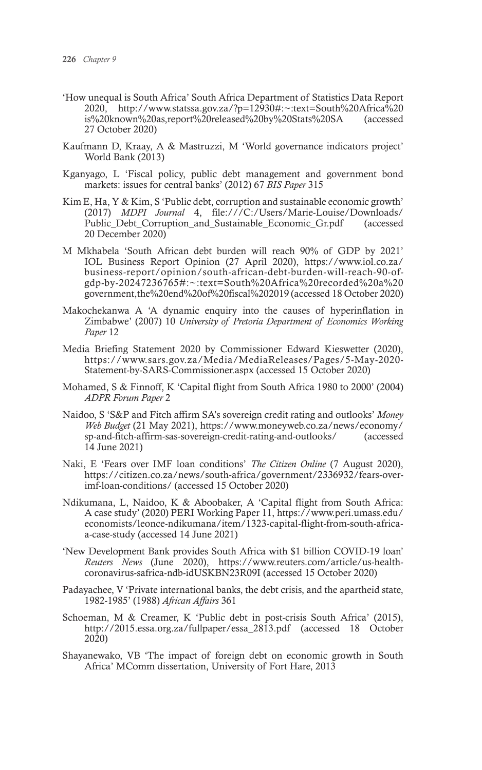'How unequal is South Africa' South Africa Department of Statistics Data Report 2020, http://www.statssa.gov.za/?p=12930#:~:text=South%20Africa%20is%20known%20as,report%20released%20by%20Stats%20SA (accessed 27 October 2020)

Kaufmann D, Kraay, A & Mastruzzi, M 'World governance indicators project' World Bank (2013)

Kganyago, L 'Fiscal policy, public debt management and government bond markets: issues for central banks' (2012) 67 *BIS Paper* 315

Kim E, Ha, Y & Kim, S 'Public debt, corruption and sustainable economic growth' (2017) *MDPI Journal* 4, file:///C:/Users/Marie-Louise/Downloads/Public_Debt_Corruption_and_Sustainable_Economic_Gr.pdf (accessed 20 December 2020)

M Mkhabela 'South African debt burden will reach 90% of GDP by 2021' IOL Business Report Opinion (27 April 2020), https://www.iol.co.za/business-report/opinion/south-african-debt-burden-will-reach-90-of-gdp-by-20247236765#:~:text=South%20Africa%20recorded%20a%20government,the%20end%20of%20fiscal%202019 (accessed 18 October 2020)

Makochekanwa A 'A dynamic enquiry into the causes of hyperinflation in Zimbabwe' (2007) 10 *University of Pretoria Department of Economics Working Paper* 12

Media Briefing Statement 2020 by Commissioner Edward Kieswetter (2020), https://www.sars.gov.za/Media/MediaReleases/Pages/5-May-2020-Statement-by-SARS-Commissioner.aspx (accessed 15 October 2020)

Mohamed, S & Finnoff, K 'Capital flight from South Africa 1980 to 2000' (2004) *ADPR Forum Paper* 2

Naidoo, S 'S&P and Fitch affirm SA's sovereign credit rating and outlooks' *Money Web Budget* (21 May 2021), https://www.moneyweb.co.za/news/economy/sp-and-fitch-affirm-sas-sovereign-credit-rating-and-outlooks/ (accessed 14 June 2021)

Naki, E 'Fears over IMF loan conditions' *The Citizen Online* (7 August 2020), https://citizen.co.za/news/south-africa/government/2336932/fears-over-imf-loan-conditions/ (accessed 15 October 2020)

Ndikumana, L, Naidoo, K & Aboobaker, A 'Capital flight from South Africa: A case study' (2020) PERI Working Paper 11, https://www.peri.umass.edu/economists/leonce-ndikumana/item/1323-capital-flight-from-south-africa-a-case-study (accessed 14 June 2021)

'New Development Bank provides South Africa with $1 billion COVID-19 loan' *Reuters News* (June 2020), https://www.reuters.com/article/us-health-coronavirus-safrica-ndb-idUSKBN23R09I (accessed 15 October 2020)

Padayachee, V 'Private international banks, the debt crisis, and the apartheid state, 1982-1985' (1988) *African Affairs* 361

Schoeman, M & Creamer, K 'Public debt in post-crisis South Africa' (2015), http://2015.essa.org.za/fullpaper/essa_2813.pdf (accessed 18 October 2020)

Shayanewako, VB 'The impact of foreign debt on economic growth in South Africa' MComm dissertation, University of Fort Hare, 2013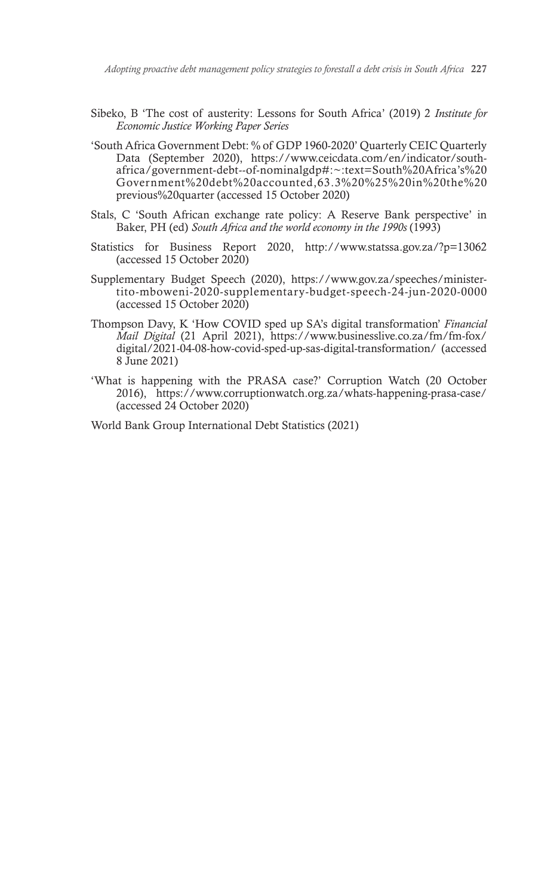Sibeko, B 'The cost of austerity: Lessons for South Africa' (2019) 2 *Institute for Economic Justice Working Paper Series*

'South Africa Government Debt: % of GDP 1960-2020' Quarterly CEIC Quarterly Data (September 2020), https://www.ceicdata.com/en/indicator/south-africa/government-debt--of-nominalgdp#:~:text=South%20Africa's%20Government%20debt%20accounted,63.3%20%25%20in%20the%20previous%20quarter (accessed 15 October 2020)

Stals, C 'South African exchange rate policy: A Reserve Bank perspective' in Baker, PH (ed) *South Africa and the world economy in the 1990s* (1993)

Statistics for Business Report 2020, http://www.statssa.gov.za/?p=13062 (accessed 15 October 2020)

Supplementary Budget Speech (2020), https://www.gov.za/speeches/minister-tito-mboweni-2020-supplementary-budget-speech-24-jun-2020-0000 (accessed 15 October 2020)

Thompson Davy, K 'How COVID sped up SA's digital transformation' *Financial Mail Digital* (21 April 2021), https://www.businesslive.co.za/fm/fm-fox/digital/2021-04-08-how-covid-sped-up-sas-digital-transformation/ (accessed 8 June 2021)

'What is happening with the PRASA case?' Corruption Watch (20 October 2016), https://www.corruptionwatch.org.za/whats-happening-prasa-case/ (accessed 24 October 2020)

World Bank Group International Debt Statistics (2021)